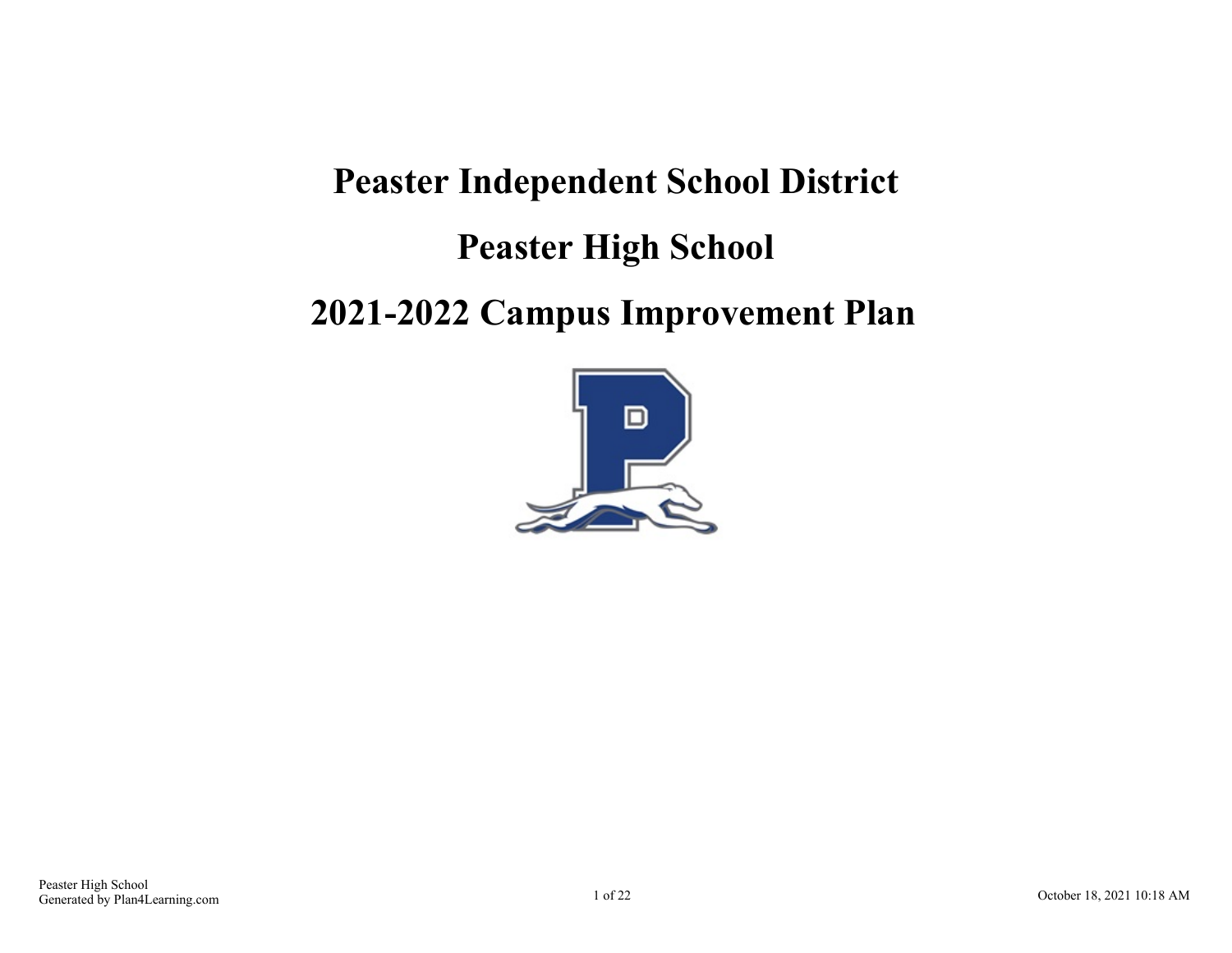# Peaster Independent School District

# Peaster High School

# 2021-2022 Campus Improvement Plan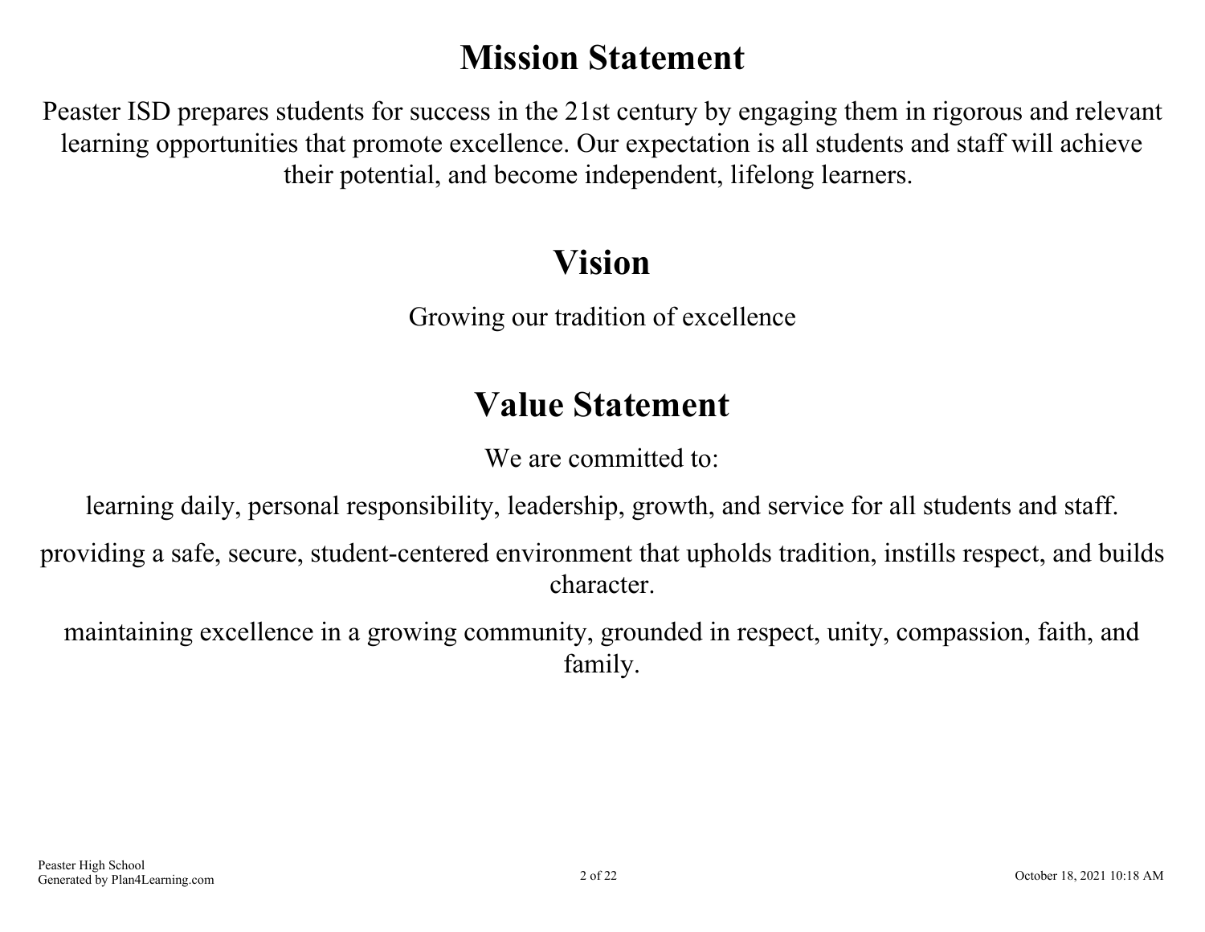# Mission Statement

Peaster ISD prepares students for success in the 21st century by engaging them in rigorous and relevant learning opportunities that promote excellence. Our expectation is all students and staff will achieve their potential, and become independent, lifelong learners.

# Vision

Growing our tradition of excellence

# Value Statement

We are committed to:

learning daily, personal responsibility, leadership, growth, and service for all students and staff.

providing a safe, secure, student-centered environment that upholds tradition, instills respect, and builds character.

maintaining excellence in a growing community, grounded in respect, unity, compassion, faith, and family.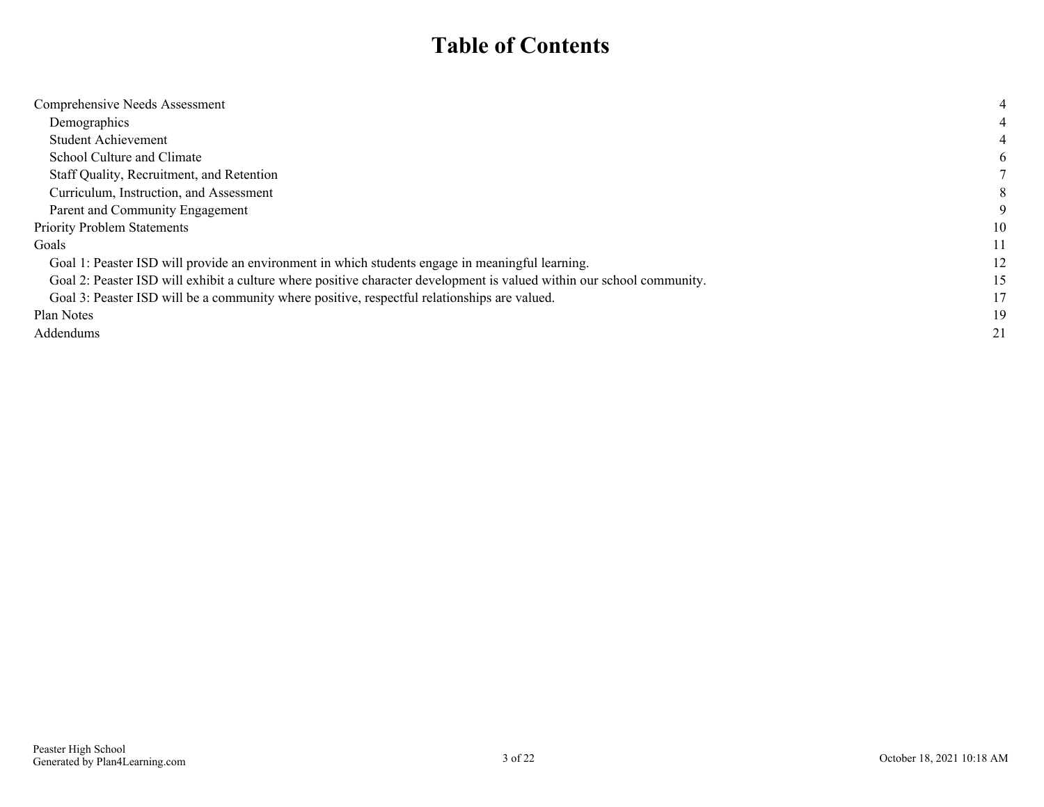# Table of Contents

| | |
|---|---|
| Comprehensive Needs Assessment | 4 |
| Demographics | 4 |
| Student Achievement | 4 |
| School Culture and Climate | 6 |
| Staff Quality, Recruitment, and Retention | 7 |
| Curriculum, Instruction, and Assessment | 8 |
| Parent and Community Engagement | 9 |
| Priority Problem Statements | 10 |
| Goals | 11 |
| Goal 1: Peaster ISD will provide an environment in which students engage in meaningful learning. | 12 |
| Goal 2: Peaster ISD will exhibit a culture where positive character development is valued within our school community. | 15 |
| Goal 3: Peaster ISD will be a community where positive, respectful relationships are valued. | 17 |
| Plan Notes | 19 |
| Addendums | 21 |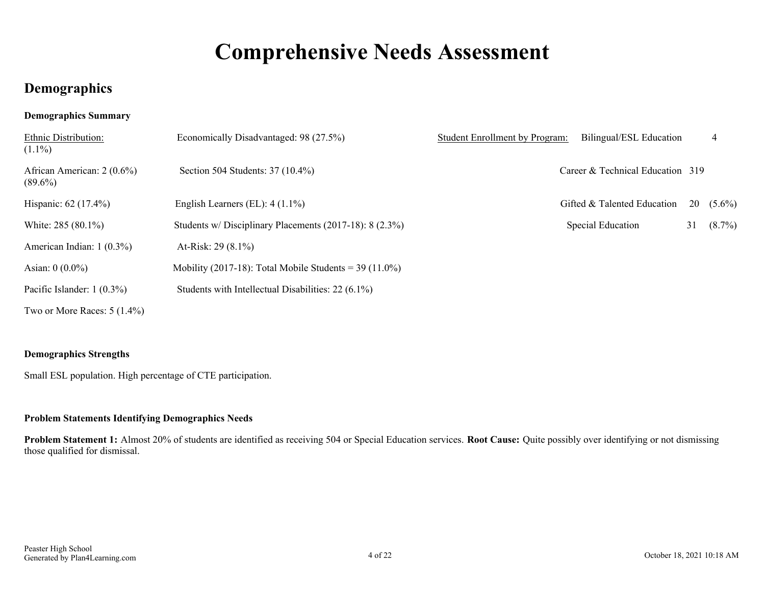# Comprehensive Needs Assessment

## Demographics

**Demographics Summary**

Ethnic Distribution:

African American: 2 (0.6%)

Hispanic: 62 (17.4%)

White: 285 (80.1%)

American Indian: 1 (0.3%)

Asian: 0 (0.0%)

Pacific Islander: 1 (0.3%)

Two or More Races: 5 (1.4%)

Economically Disadvantaged: 98 (27.5%)

Section 504 Students: 37 (10.4%)

English Learners (EL): 4 (1.1%)

Students w/ Disciplinary Placements (2017-18): 8 (2.3%)

At-Risk: 29 (8.1%)

Mobility (2017-18): Total Mobile Students = 39 (11.0%)

Students with Intellectual Disabilities: 22 (6.1%)

Student Enrollment by Program:

| Program | Count | Percent |
|---|---|---|
| Bilingual/ESL Education | 4 | (1.1%) |
| Career & Technical Education | 319 | (89.6%) |
| Gifted & Talented Education | 20 | (5.6%) |
| Special Education | 31 | (8.7%) |

**Demographics Strengths**

Small ESL population. High percentage of CTE participation.

**Problem Statements Identifying Demographics Needs**

**Problem Statement 1:** Almost 20% of students are identified as receiving 504 or Special Education services. **Root Cause:** Quite possibly over identifying or not dismissing those qualified for dismissal.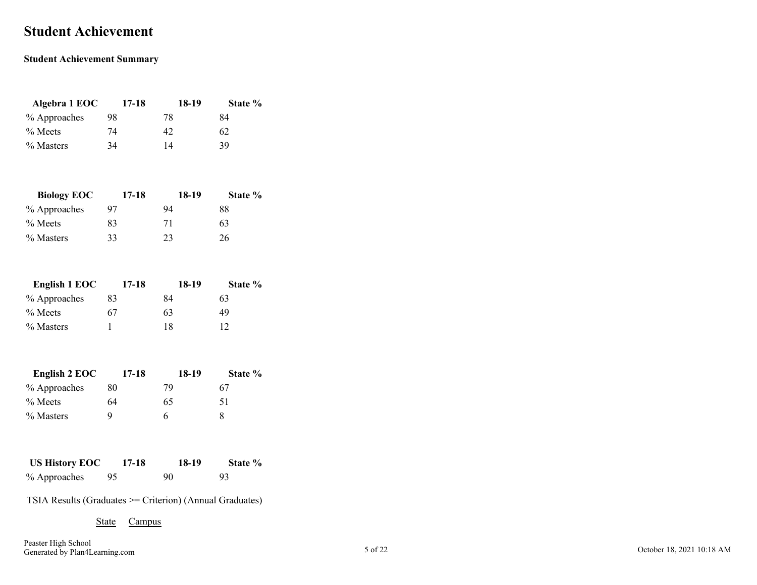# Student Achievement

**Student Achievement Summary**

| Algebra 1 EOC | 17-18 | 18-19 | State % |
|---|---|---|---|
| % Approaches | 98 | 78 | 84 |
| % Meets | 74 | 42 | 62 |
| % Masters | 34 | 14 | 39 |

| Biology EOC | 17-18 | 18-19 | State % |
|---|---|---|---|
| % Approaches | 97 | 94 | 88 |
| % Meets | 83 | 71 | 63 |
| % Masters | 33 | 23 | 26 |

| English 1 EOC | 17-18 | 18-19 | State % |
|---|---|---|---|
| % Approaches | 83 | 84 | 63 |
| % Meets | 67 | 63 | 49 |
| % Masters | 1 | 18 | 12 |

| English 2 EOC | 17-18 | 18-19 | State % |
|---|---|---|---|
| % Approaches | 80 | 79 | 67 |
| % Meets | 64 | 65 | 51 |
| % Masters | 9 | 6 | 8 |

| US History EOC | 17-18 | 18-19 | State % |
|---|---|---|---|
| % Approaches | 95 | 90 | 93 |

TSIA Results (Graduates >= Criterion) (Annual Graduates)

State Campus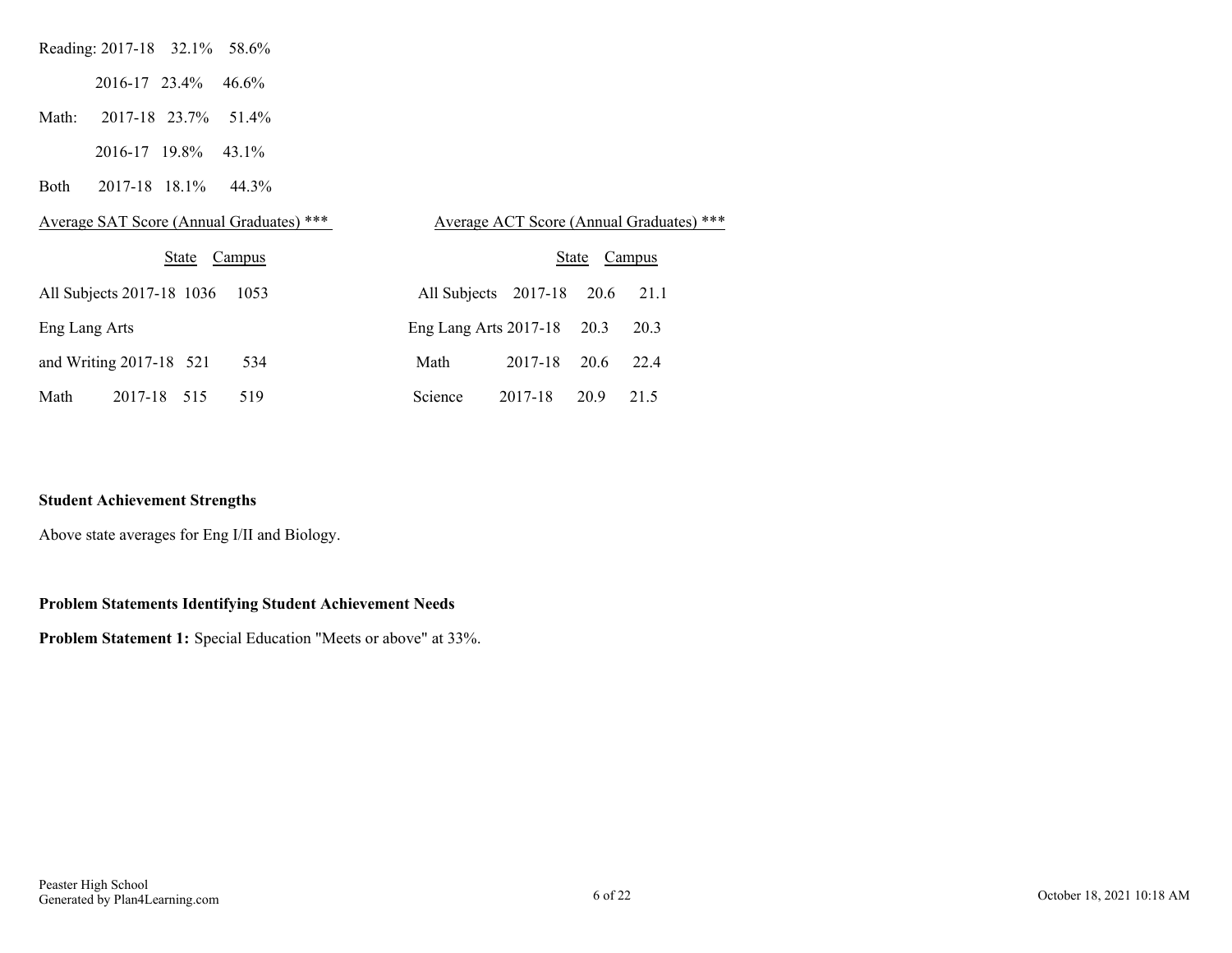| | | | |
|---|---|---|---|
| Reading: | 2017-18 | 32.1% | 58.6% |
| | 2016-17 | 23.4% | 46.6% |
| Math: | 2017-18 | 23.7% | 51.4% |
| | 2016-17 | 19.8% | 43.1% |
| Both | 2017-18 | 18.1% | 44.3% |

Average SAT Score (Annual Graduates) ***

| | | State | Campus |
|---|---|---|---|
| All Subjects | 2017-18 | 1036 | 1053 |
| Eng Lang Arts and Writing | 2017-18 | 521 | 534 |
| Math | 2017-18 | 515 | 519 |

Average ACT Score (Annual Graduates) ***

| | | State | Campus |
|---|---|---|---|
| All Subjects | 2017-18 | 20.6 | 21.1 |
| Eng Lang Arts | 2017-18 | 20.3 | 20.3 |
| Math | 2017-18 | 20.6 | 22.4 |
| Science | 2017-18 | 20.9 | 21.5 |

**Student Achievement Strengths**

Above state averages for Eng I/II and Biology.

**Problem Statements Identifying Student Achievement Needs**

**Problem Statement 1:** Special Education "Meets or above" at 33%.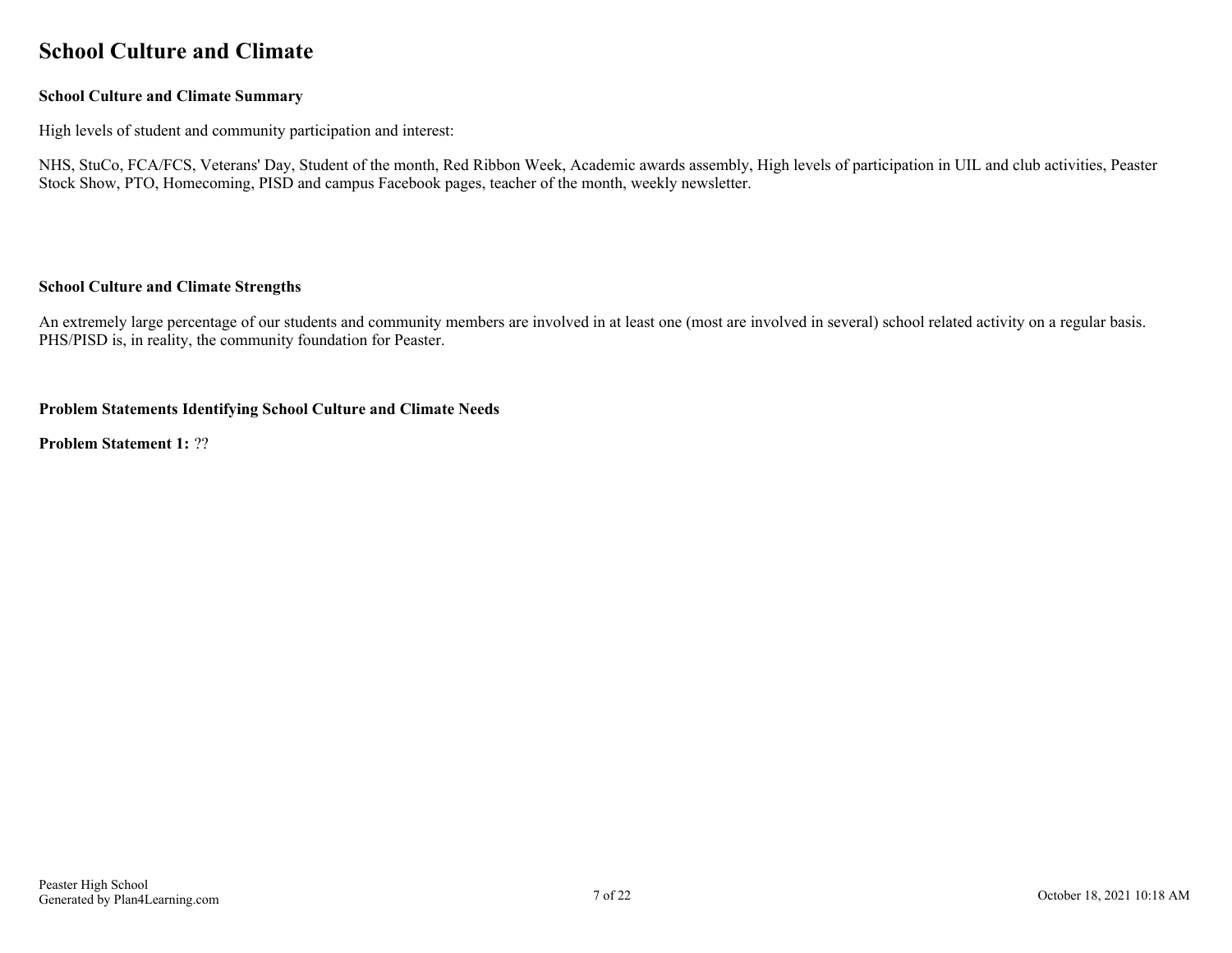# School Culture and Climate

**School Culture and Climate Summary**

High levels of student and community participation and interest:

NHS, StuCo, FCA/FCS, Veterans' Day, Student of the month, Red Ribbon Week, Academic awards assembly, High levels of participation in UIL and club activities, Peaster Stock Show, PTO, Homecoming, PISD and campus Facebook pages, teacher of the month, weekly newsletter.

**School Culture and Climate Strengths**

An extremely large percentage of our students and community members are involved in at least one (most are involved in several) school related activity on a regular basis. PHS/PISD is, in reality, the community foundation for Peaster.

**Problem Statements Identifying School Culture and Climate Needs**

**Problem Statement 1:** ??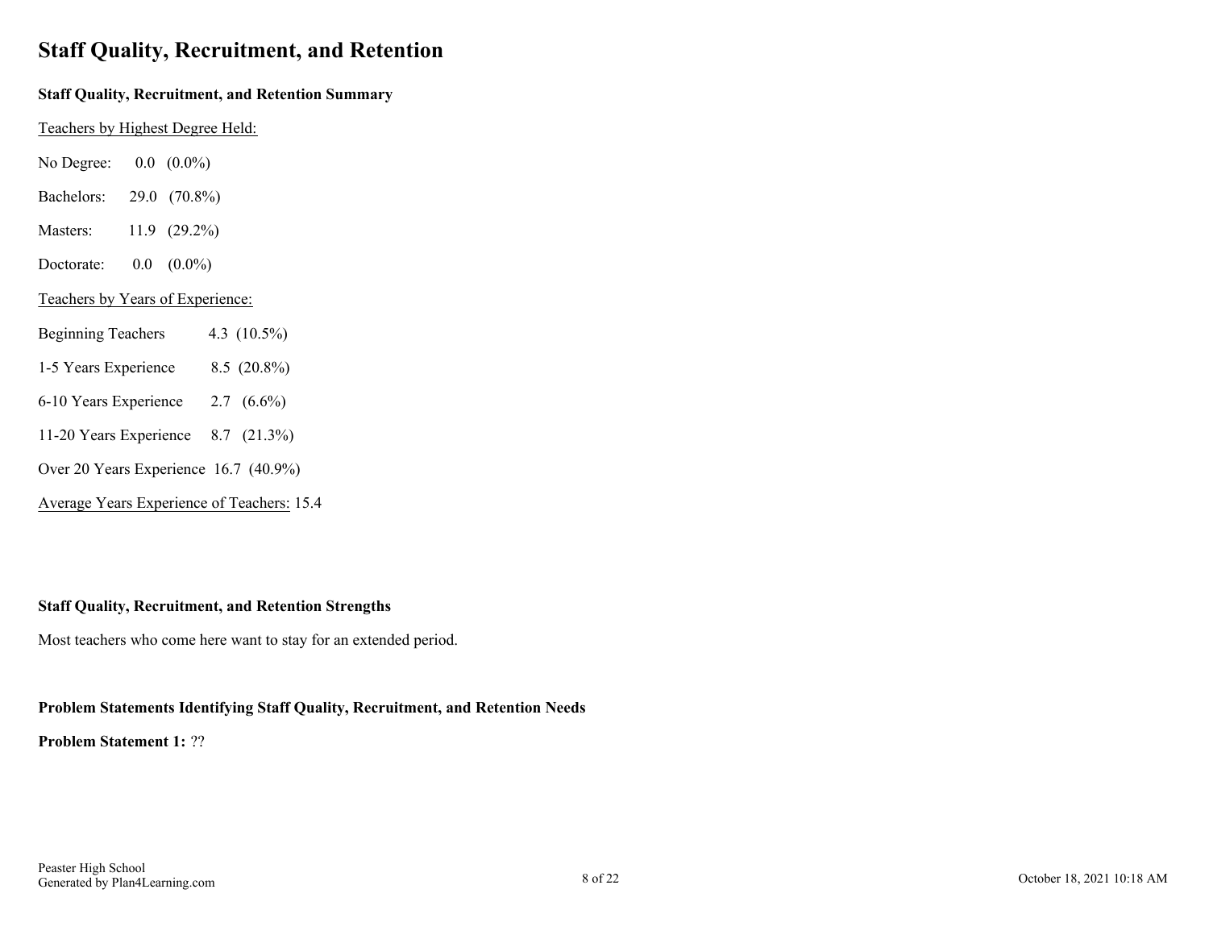# Staff Quality, Recruitment, and Retention

### Staff Quality, Recruitment, and Retention Summary

Teachers by Highest Degree Held:

No Degree: 0.0 (0.0%)

Bachelors: 29.0 (70.8%)

Masters: 11.9 (29.2%)

Doctorate: 0.0 (0.0%)

Teachers by Years of Experience:

Beginning Teachers 4.3 (10.5%)

1-5 Years Experience 8.5 (20.8%)

6-10 Years Experience 2.7 (6.6%)

11-20 Years Experience 8.7 (21.3%)

Over 20 Years Experience 16.7 (40.9%)

Average Years Experience of Teachers: 15.4

### Staff Quality, Recruitment, and Retention Strengths

Most teachers who come here want to stay for an extended period.

### Problem Statements Identifying Staff Quality, Recruitment, and Retention Needs

**Problem Statement 1:** ??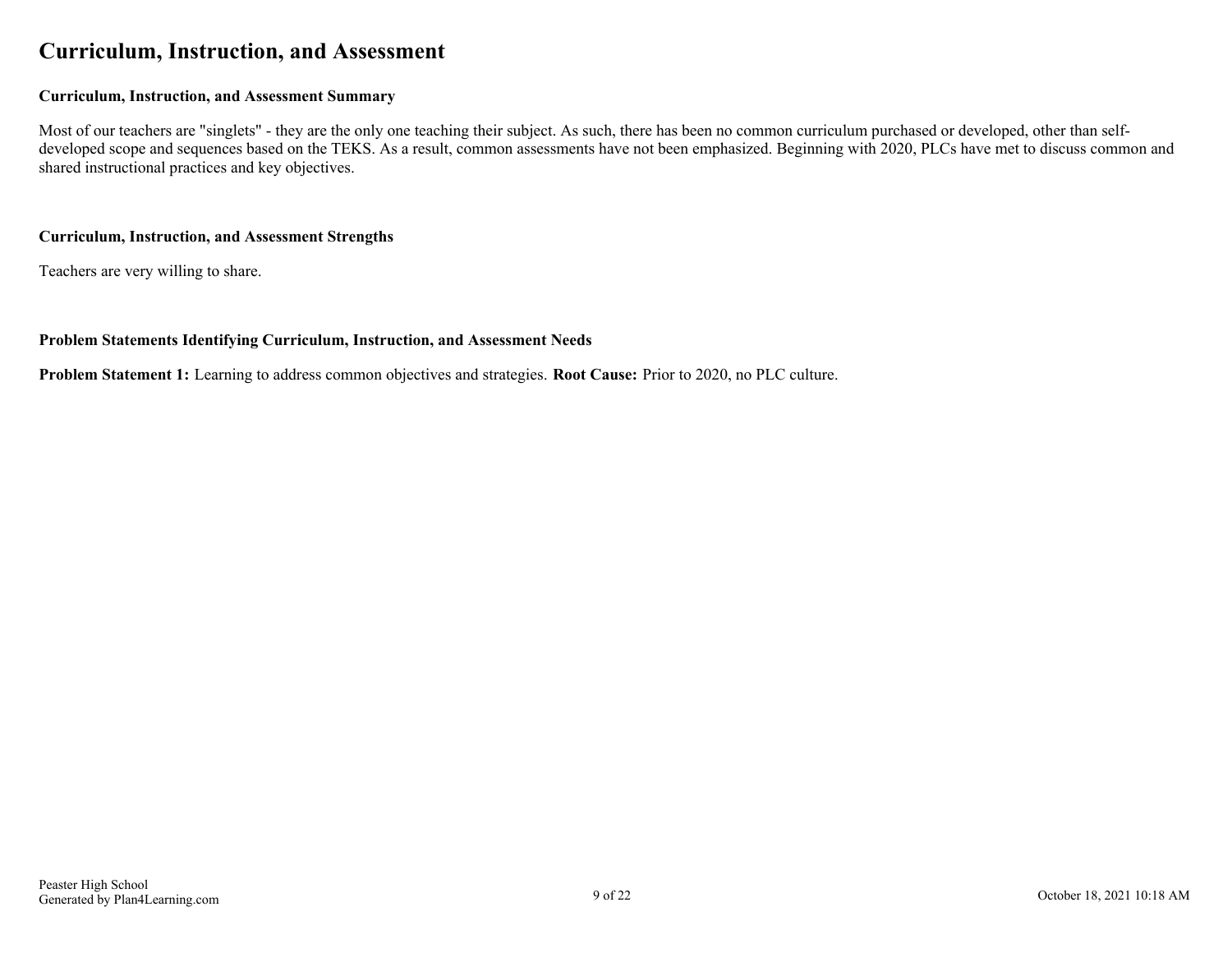# Curriculum, Instruction, and Assessment

### Curriculum, Instruction, and Assessment Summary

Most of our teachers are "singlets" - they are the only one teaching their subject. As such, there has been no common curriculum purchased or developed, other than self-developed scope and sequences based on the TEKS. As a result, common assessments have not been emphasized. Beginning with 2020, PLCs have met to discuss common and shared instructional practices and key objectives.

### Curriculum, Instruction, and Assessment Strengths

Teachers are very willing to share.

### Problem Statements Identifying Curriculum, Instruction, and Assessment Needs

**Problem Statement 1:** Learning to address common objectives and strategies. **Root Cause:** Prior to 2020, no PLC culture.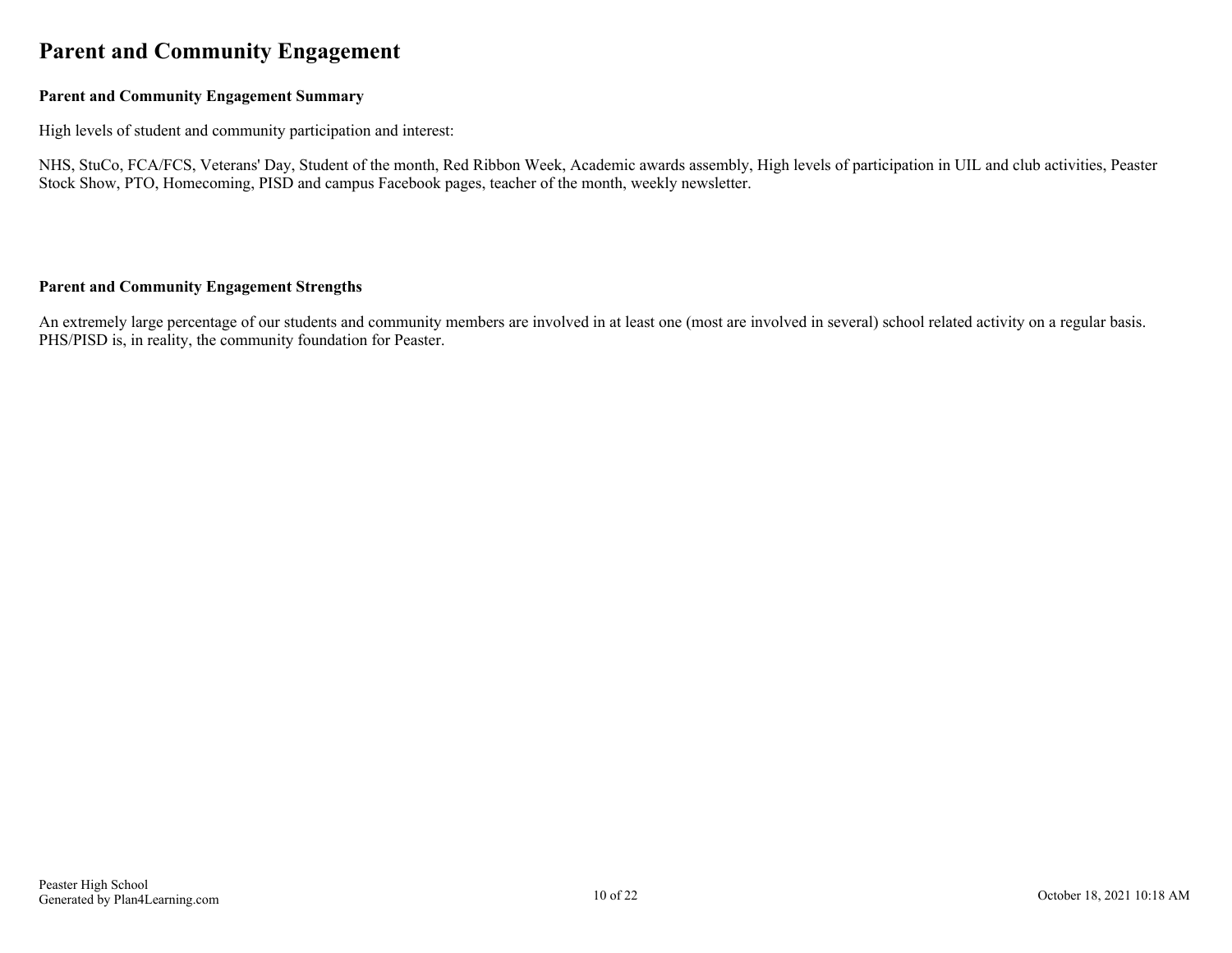# Parent and Community Engagement

### Parent and Community Engagement Summary

High levels of student and community participation and interest:

NHS, StuCo, FCA/FCS, Veterans' Day, Student of the month, Red Ribbon Week, Academic awards assembly, High levels of participation in UIL and club activities, Peaster Stock Show, PTO, Homecoming, PISD and campus Facebook pages, teacher of the month, weekly newsletter.

### Parent and Community Engagement Strengths

An extremely large percentage of our students and community members are involved in at least one (most are involved in several) school related activity on a regular basis. PHS/PISD is, in reality, the community foundation for Peaster.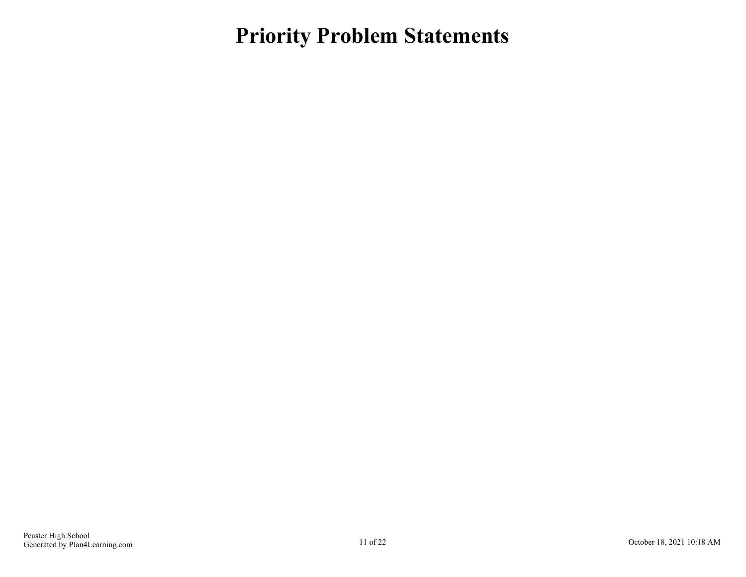# Priority Problem Statements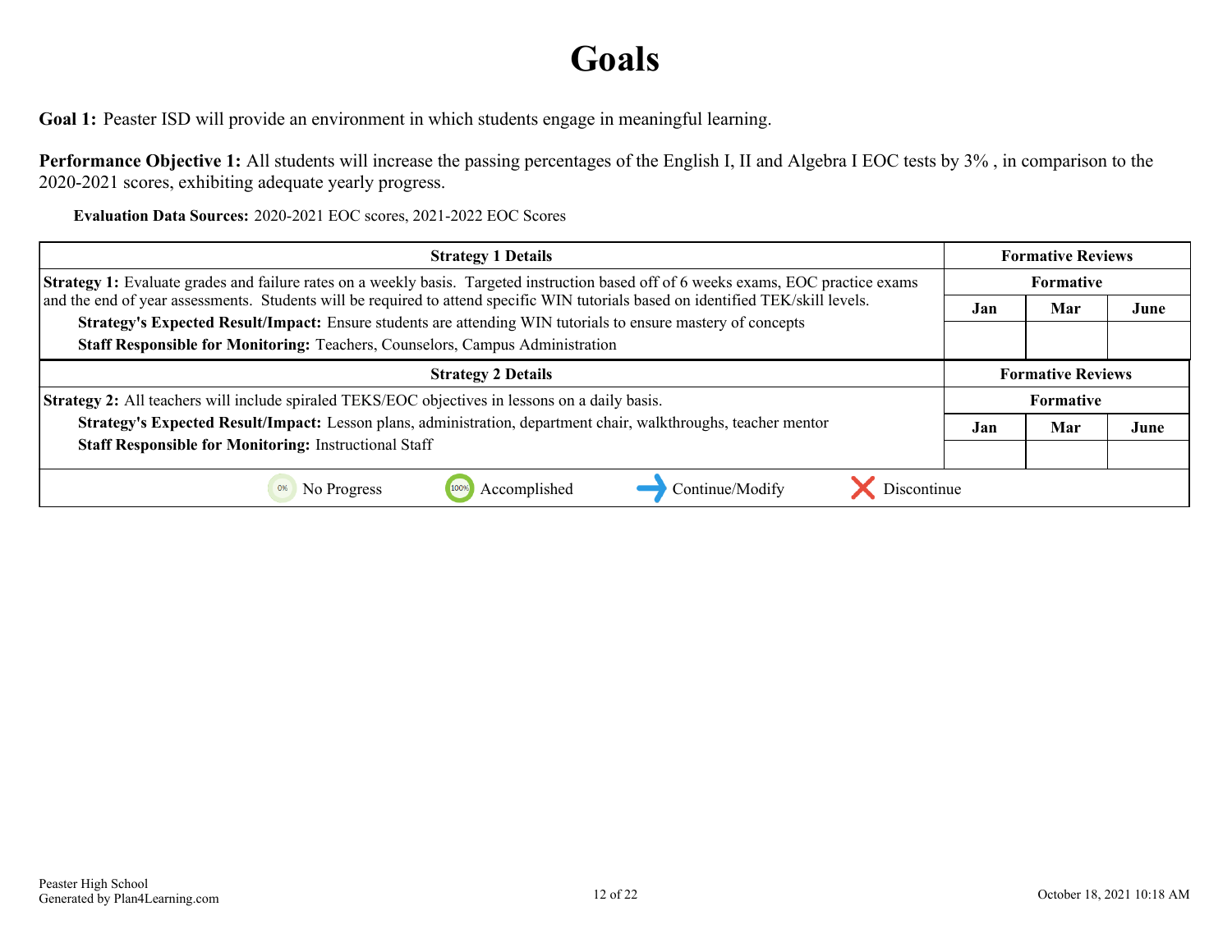# Goals

**Goal 1:** Peaster ISD will provide an environment in which students engage in meaningful learning.

**Performance Objective 1:** All students will increase the passing percentages of the English I, II and Algebra I EOC tests by 3% , in comparison to the 2020-2021 scores, exhibiting adequate yearly progress.

**Evaluation Data Sources:** 2020-2021 EOC scores, 2021-2022 EOC Scores

| Strategy 1 Details | Formative Reviews | | |
|---|---|---|---|
| | Formative | | |
| **Strategy 1:** Evaluate grades and failure rates on a weekly basis. Targeted instruction based off of 6 weeks exams, EOC practice exams and the end of year assessments. Students will be required to attend specific WIN tutorials based on identified TEK/skill levels.<br>**Strategy's Expected Result/Impact:** Ensure students are attending WIN tutorials to ensure mastery of concepts<br>**Staff Responsible for Monitoring:** Teachers, Counselors, Campus Administration | Jan | Mar | June |

| Strategy 2 Details | Formative Reviews | | |
|---|---|---|---|
| | Formative | | |
| **Strategy 2:** All teachers will include spiraled TEKS/EOC objectives in lessons on a daily basis.<br>**Strategy's Expected Result/Impact:** Lesson plans, administration, department chair, walkthroughs, teacher mentor<br>**Staff Responsible for Monitoring:** Instructional Staff | Jan | Mar | June |

No Progress | Accomplished | Continue/Modify | Discontinue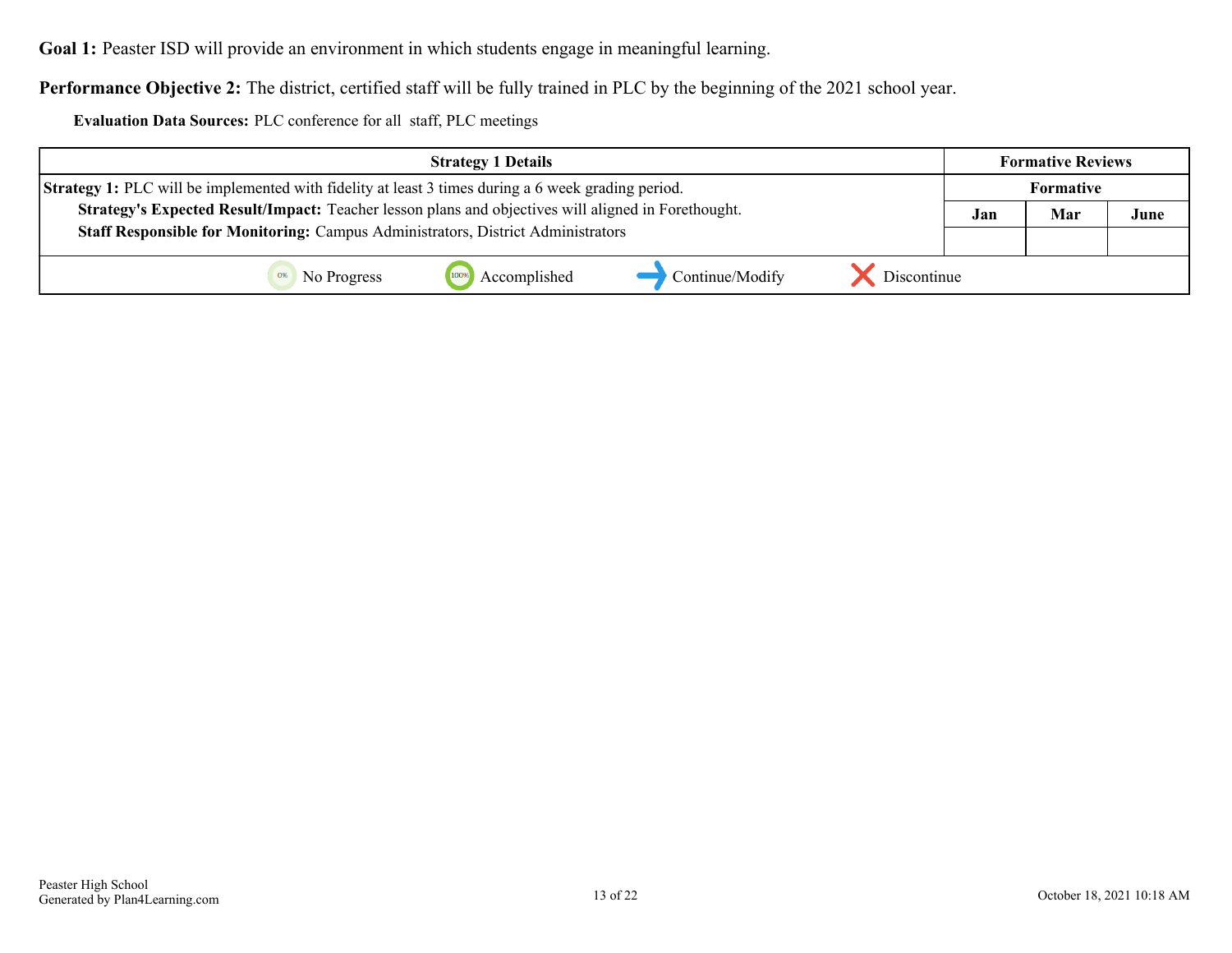**Goal 1:** Peaster ISD will provide an environment in which students engage in meaningful learning.

**Performance Objective 2:** The district, certified staff will be fully trained in PLC by the beginning of the 2021 school year.

**Evaluation Data Sources:** PLC conference for all staff, PLC meetings

| Strategy 1 Details | Formative Reviews | | |
|---|---|---|---|
| | Formative | | |
| **Strategy 1:** PLC will be implemented with fidelity at least 3 times during a 6 week grading period.<br>**Strategy's Expected Result/Impact:** Teacher lesson plans and objectives will aligned in Forethought.<br>**Staff Responsible for Monitoring:** Campus Administrators, District Administrators | Jan | Mar | June |
| | | | |

No Progress | Accomplished | Continue/Modify | Discontinue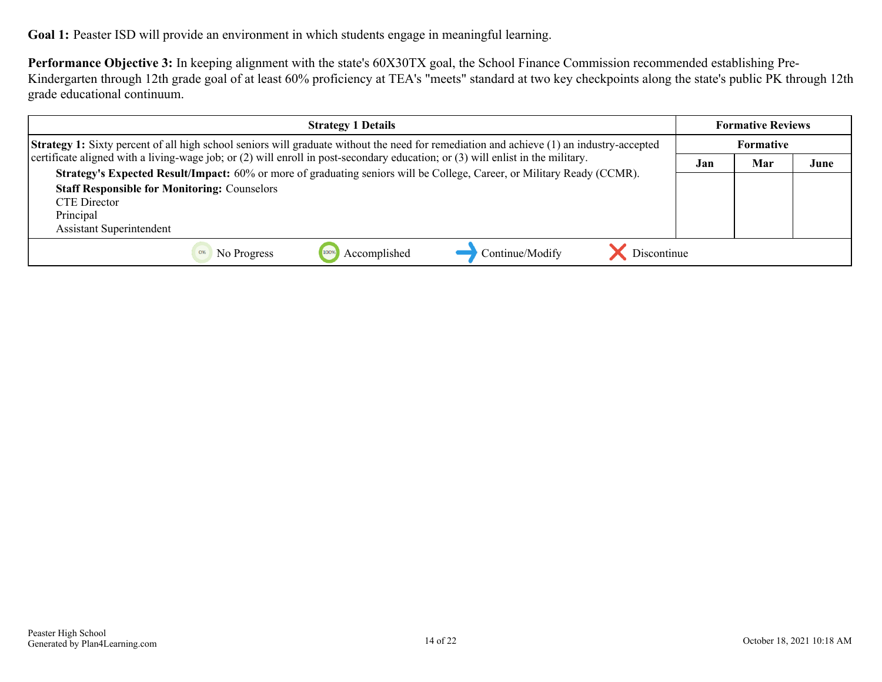**Goal 1:** Peaster ISD will provide an environment in which students engage in meaningful learning.

**Performance Objective 3:** In keeping alignment with the state's 60X30TX goal, the School Finance Commission recommended establishing Pre-Kindergarten through 12th grade goal of at least 60% proficiency at TEA's "meets" standard at two key checkpoints along the state's public PK through 12th grade educational continuum.

| Strategy 1 Details | Formative Reviews | | |
|---|---|---|---|
| | Formative | | |
| | Jan | Mar | June |
| **Strategy 1:** Sixty percent of all high school seniors will graduate without the need for remediation and achieve (1) an industry-accepted certificate aligned with a living-wage job; or (2) will enroll in post-secondary education; or (3) will enlist in the military.<br>**Strategy's Expected Result/Impact:** 60% or more of graduating seniors will be College, Career, or Military Ready (CCMR).<br>**Staff Responsible for Monitoring:** Counselors<br>CTE Director<br>Principal<br>Assistant Superintendent | | | |

0% No Progress | 100% Accomplished | Continue/Modify | Discontinue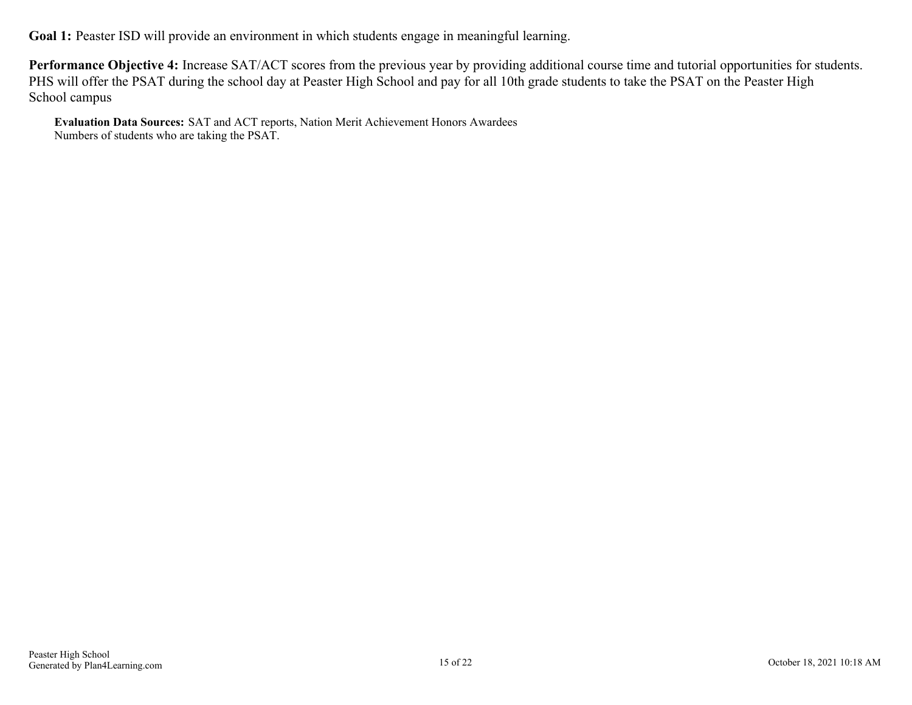**Goal 1:** Peaster ISD will provide an environment in which students engage in meaningful learning.

**Performance Objective 4:** Increase SAT/ACT scores from the previous year by providing additional course time and tutorial opportunities for students. PHS will offer the PSAT during the school day at Peaster High School and pay for all 10th grade students to take the PSAT on the Peaster High School campus

**Evaluation Data Sources:** SAT and ACT reports, Nation Merit Achievement Honors Awardees
Numbers of students who are taking the PSAT.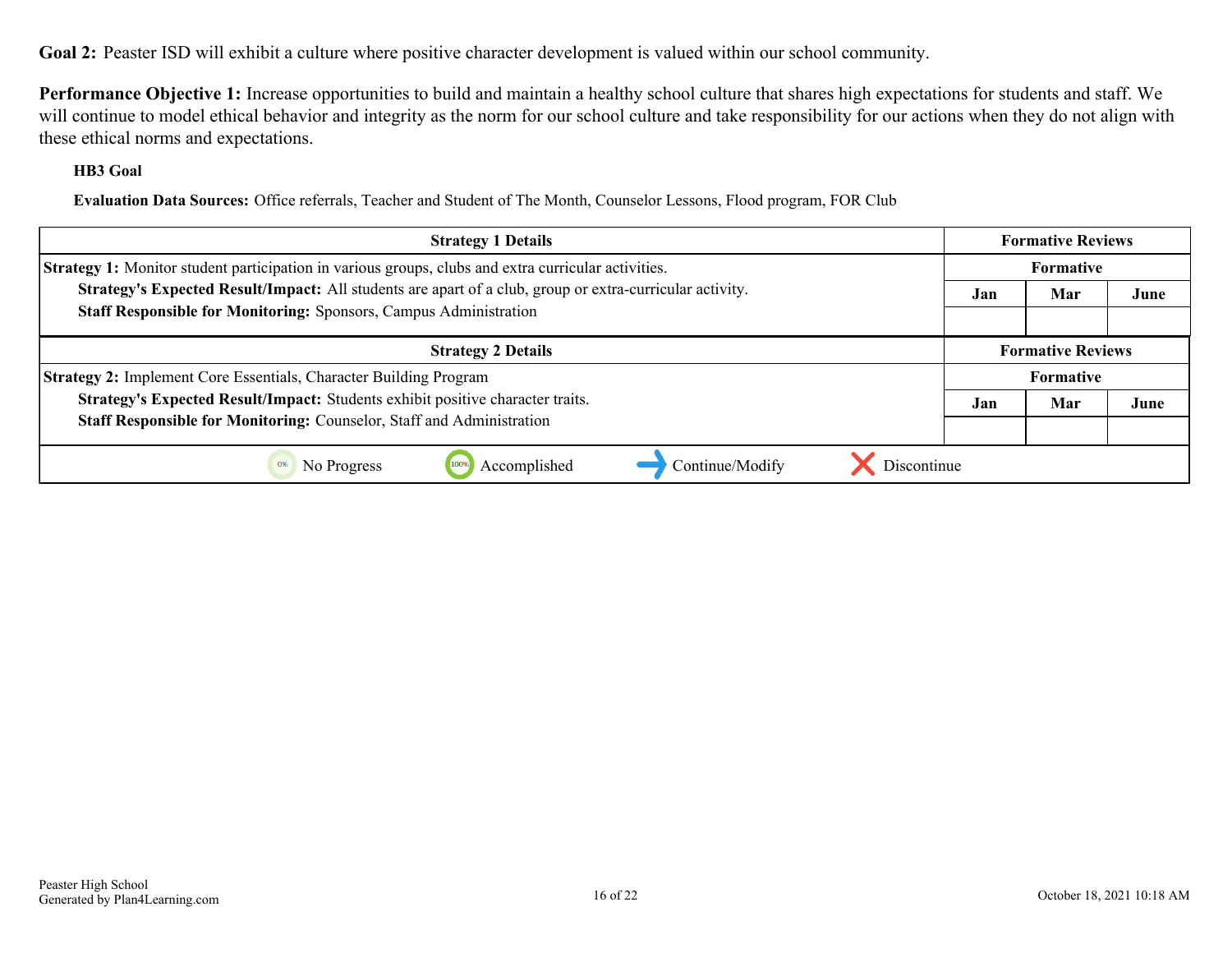**Goal 2:** Peaster ISD will exhibit a culture where positive character development is valued within our school community.

**Performance Objective 1:** Increase opportunities to build and maintain a healthy school culture that shares high expectations for students and staff. We will continue to model ethical behavior and integrity as the norm for our school culture and take responsibility for our actions when they do not align with these ethical norms and expectations.

**HB3 Goal**

**Evaluation Data Sources:** Office referrals, Teacher and Student of The Month, Counselor Lessons, Flood program, FOR Club

| Strategy 1 Details | Formative Reviews | | |
|---|---|---|---|
| **Strategy 1:** Monitor student participation in various groups, clubs and extra curricular activities.<br>**Strategy's Expected Result/Impact:** All students are apart of a club, group or extra-curricular activity.<br>**Staff Responsible for Monitoring:** Sponsors, Campus Administration | Formative | | |
| | Jan | Mar | June |
| | | | |

| Strategy 2 Details | Formative Reviews | | |
|---|---|---|---|
| **Strategy 2:** Implement Core Essentials, Character Building Program<br>**Strategy's Expected Result/Impact:** Students exhibit positive character traits.<br>**Staff Responsible for Monitoring:** Counselor, Staff and Administration | Formative | | |
| | Jan | Mar | June |
| | | | |

0% No Progress | 100% Accomplished | Continue/Modify | Discontinue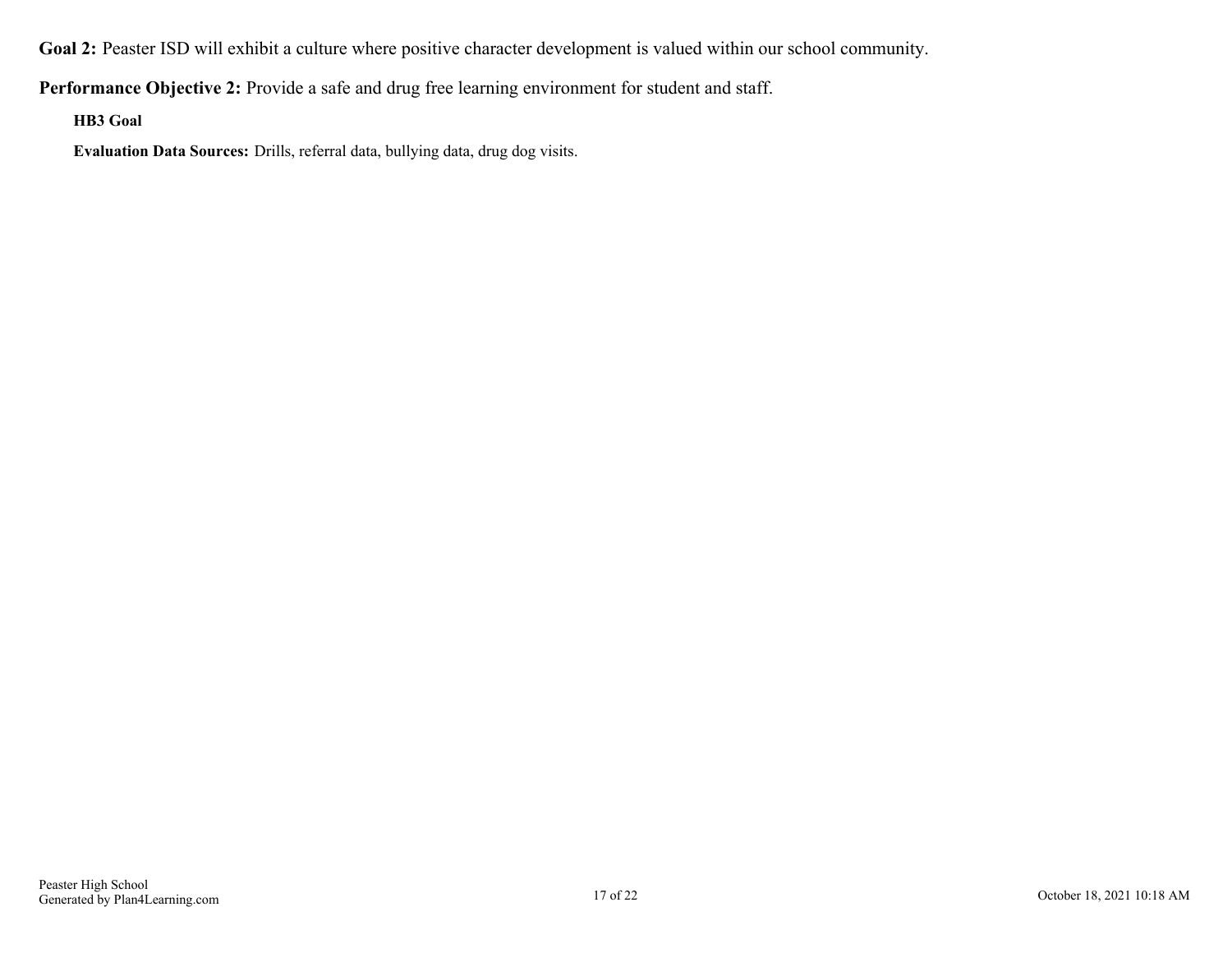**Goal 2:** Peaster ISD will exhibit a culture where positive character development is valued within our school community.

**Performance Objective 2:** Provide a safe and drug free learning environment for student and staff.

**HB3 Goal**

**Evaluation Data Sources:** Drills, referral data, bullying data, drug dog visits.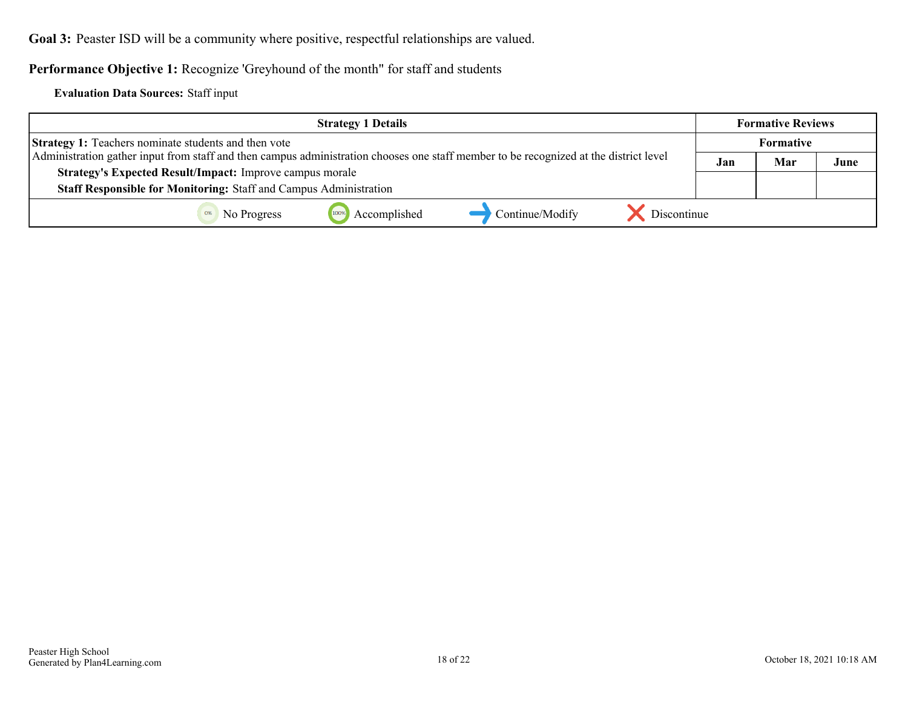**Goal 3:** Peaster ISD will be a community where positive, respectful relationships are valued.

**Performance Objective 1:** Recognize 'Greyhound of the month" for staff and students

**Evaluation Data Sources:** Staff input

| Strategy 1 Details | Formative Reviews | | |
|---|---|---|---|
| | Formative | | |
| **Strategy 1:** Teachers nominate students and then vote<br>Administration gather input from staff and then campus administration chooses one staff member to be recognized at the district level<br>**Strategy's Expected Result/Impact:** Improve campus morale<br>**Staff Responsible for Monitoring:** Staff and Campus Administration | Jan | Mar | June |
| | | | |

0% No Progress | 100% Accomplished | Continue/Modify | Discontinue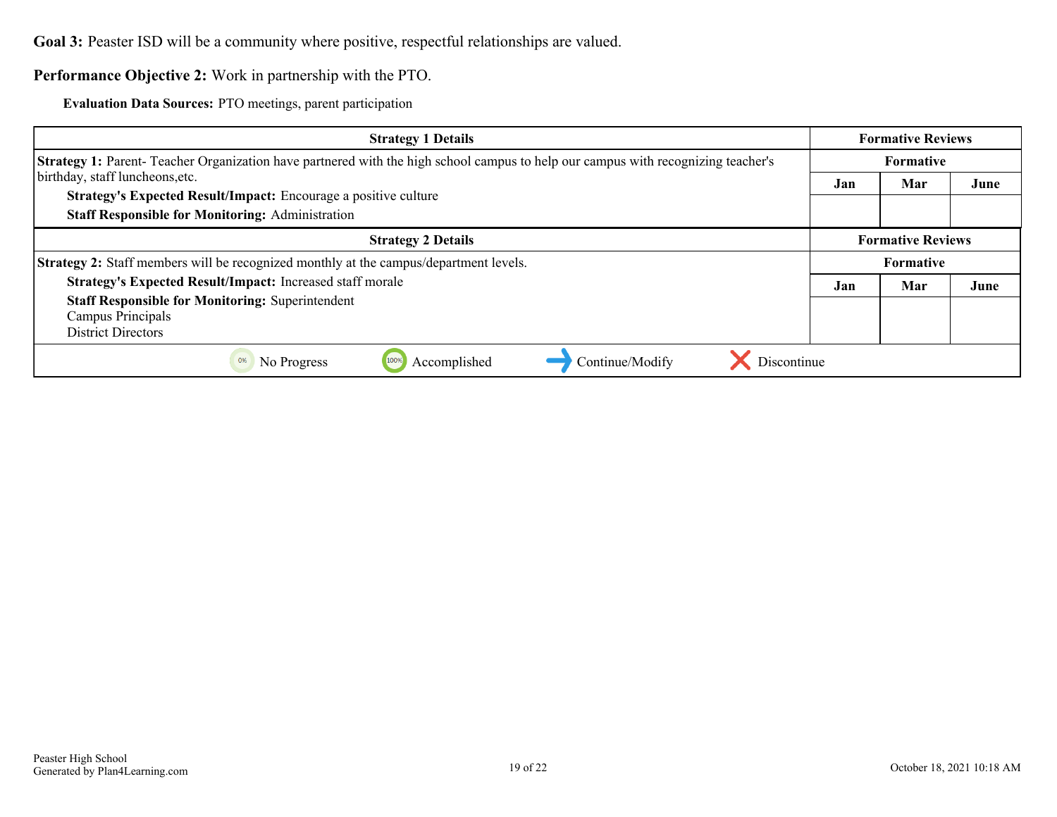**Goal 3:** Peaster ISD will be a community where positive, respectful relationships are valued.

**Performance Objective 2:** Work in partnership with the PTO.

**Evaluation Data Sources:** PTO meetings, parent participation

| Strategy 1 Details | Formative Reviews | | |
|---|---|---|---|
| **Strategy 1:** Parent- Teacher Organization have partnered with the high school campus to help our campus with recognizing teacher's birthday, staff luncheons,etc.<br>**Strategy's Expected Result/Impact:** Encourage a positive culture<br>**Staff Responsible for Monitoring:** Administration | Formative | | |
| | Jan | Mar | June |
| | | | |

| Strategy 2 Details | Formative Reviews | | |
|---|---|---|---|
| **Strategy 2:** Staff members will be recognized monthly at the campus/department levels.<br>**Strategy's Expected Result/Impact:** Increased staff morale<br>**Staff Responsible for Monitoring:** Superintendent<br>Campus Principals<br>District Directors | Formative | | |
| | Jan | Mar | June |
| | | | |

No Progress | Accomplished | Continue/Modify | Discontinue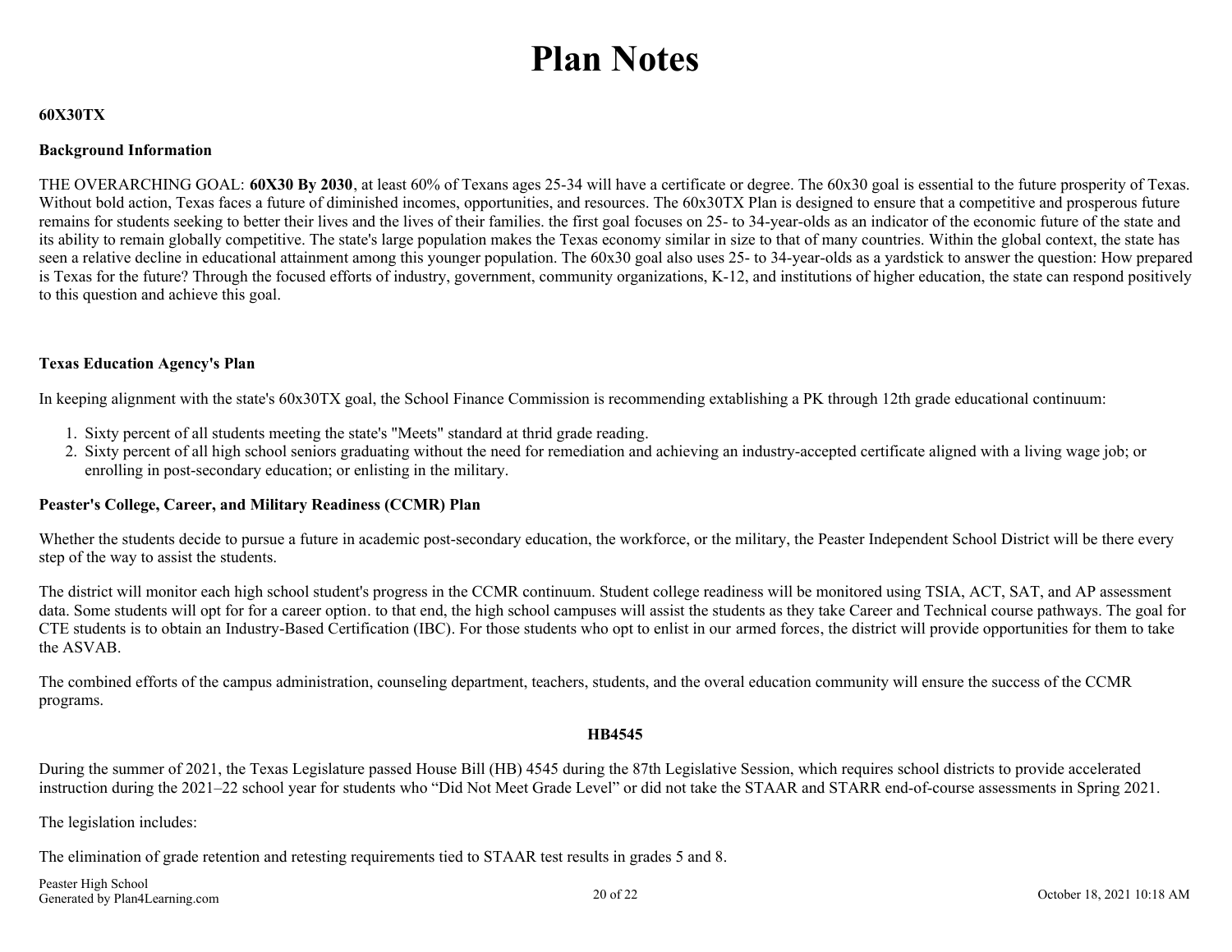# Plan Notes

**60X30TX**

**Background Information**

THE OVERARCHING GOAL: **60X30 By 2030**, at least 60% of Texans ages 25-34 will have a certificate or degree. The 60x30 goal is essential to the future prosperity of Texas. Without bold action, Texas faces a future of diminished incomes, opportunities, and resources. The 60x30TX Plan is designed to ensure that a competitive and prosperous future remains for students seeking to better their lives and the lives of their families. the first goal focuses on 25- to 34-year-olds as an indicator of the economic future of the state and its ability to remain globally competitive. The state's large population makes the Texas economy similar in size to that of many countries. Within the global context, the state has seen a relative decline in educational attainment among this younger population. The 60x30 goal also uses 25- to 34-year-olds as a yardstick to answer the question: How prepared is Texas for the future? Through the focused efforts of industry, government, community organizations, K-12, and institutions of higher education, the state can respond positively to this question and achieve this goal.

**Texas Education Agency's Plan**

In keeping alignment with the state's 60x30TX goal, the School Finance Commission is recommending extablishing a PK through 12th grade educational continuum:

1. Sixty percent of all students meeting the state's "Meets" standard at thrid grade reading.
2. Sixty percent of all high school seniors graduating without the need for remediation and achieving an industry-accepted certificate aligned with a living wage job; or enrolling in post-secondary education; or enlisting in the military.

**Peaster's College, Career, and Military Readiness (CCMR) Plan**

Whether the students decide to pursue a future in academic post-secondary education, the workforce, or the military, the Peaster Independent School District will be there every step of the way to assist the students.

The district will monitor each high school student's progress in the CCMR continuum. Student college readiness will be monitored using TSIA, ACT, SAT, and AP assessment data. Some students will opt for for a career option. to that end, the high school campuses will assist the students as they take Career and Technical course pathways. The goal for CTE students is to obtain an Industry-Based Certification (IBC). For those students who opt to enlist in our armed forces, the district will provide opportunities for them to take the ASVAB.

The combined efforts of the campus administration, counseling department, teachers, students, and the overal education community will ensure the success of the CCMR programs.

**HB4545**

During the summer of 2021, the Texas Legislature passed House Bill (HB) 4545 during the 87th Legislative Session, which requires school districts to provide accelerated instruction during the 2021–22 school year for students who “Did Not Meet Grade Level” or did not take the STAAR and STARR end-of-course assessments in Spring 2021.

The legislation includes:

The elimination of grade retention and retesting requirements tied to STAAR test results in grades 5 and 8.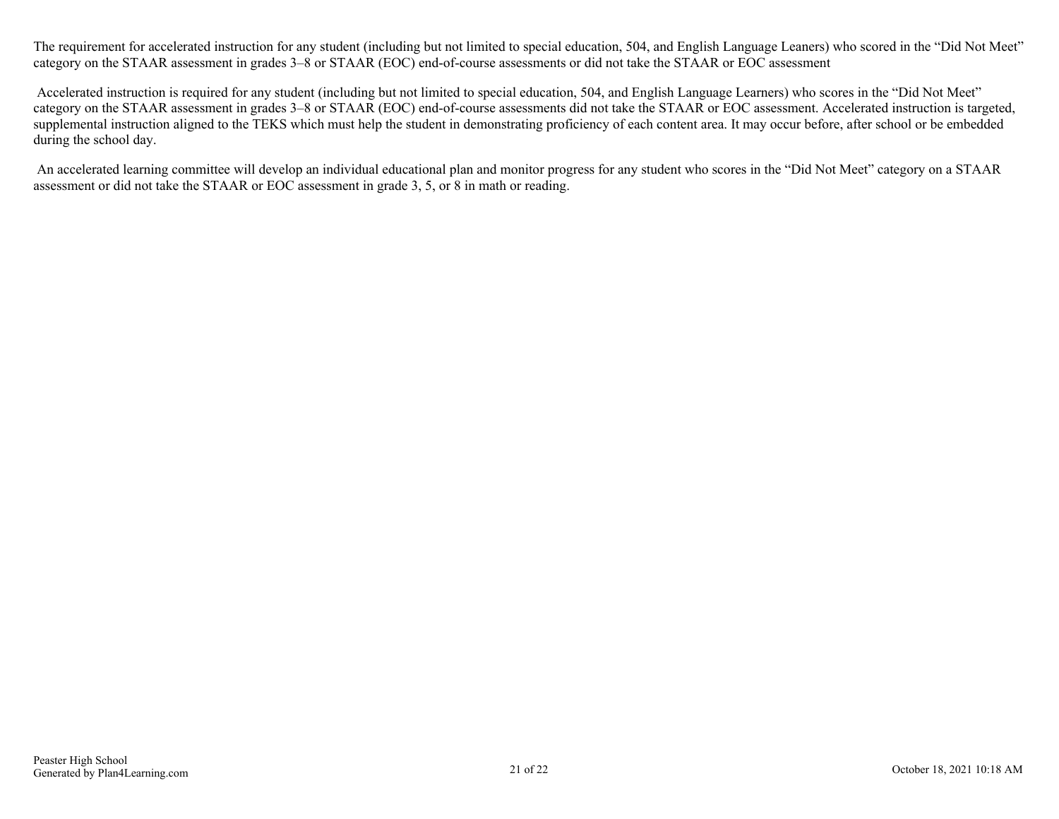The requirement for accelerated instruction for any student (including but not limited to special education, 504, and English Language Leaners) who scored in the "Did Not Meet" category on the STAAR assessment in grades 3–8 or STAAR (EOC) end-of-course assessments or did not take the STAAR or EOC assessment

Accelerated instruction is required for any student (including but not limited to special education, 504, and English Language Learners) who scores in the "Did Not Meet" category on the STAAR assessment in grades 3–8 or STAAR (EOC) end-of-course assessments did not take the STAAR or EOC assessment. Accelerated instruction is targeted, supplemental instruction aligned to the TEKS which must help the student in demonstrating proficiency of each content area. It may occur before, after school or be embedded during the school day.

An accelerated learning committee will develop an individual educational plan and monitor progress for any student who scores in the "Did Not Meet" category on a STAAR assessment or did not take the STAAR or EOC assessment in grade 3, 5, or 8 in math or reading.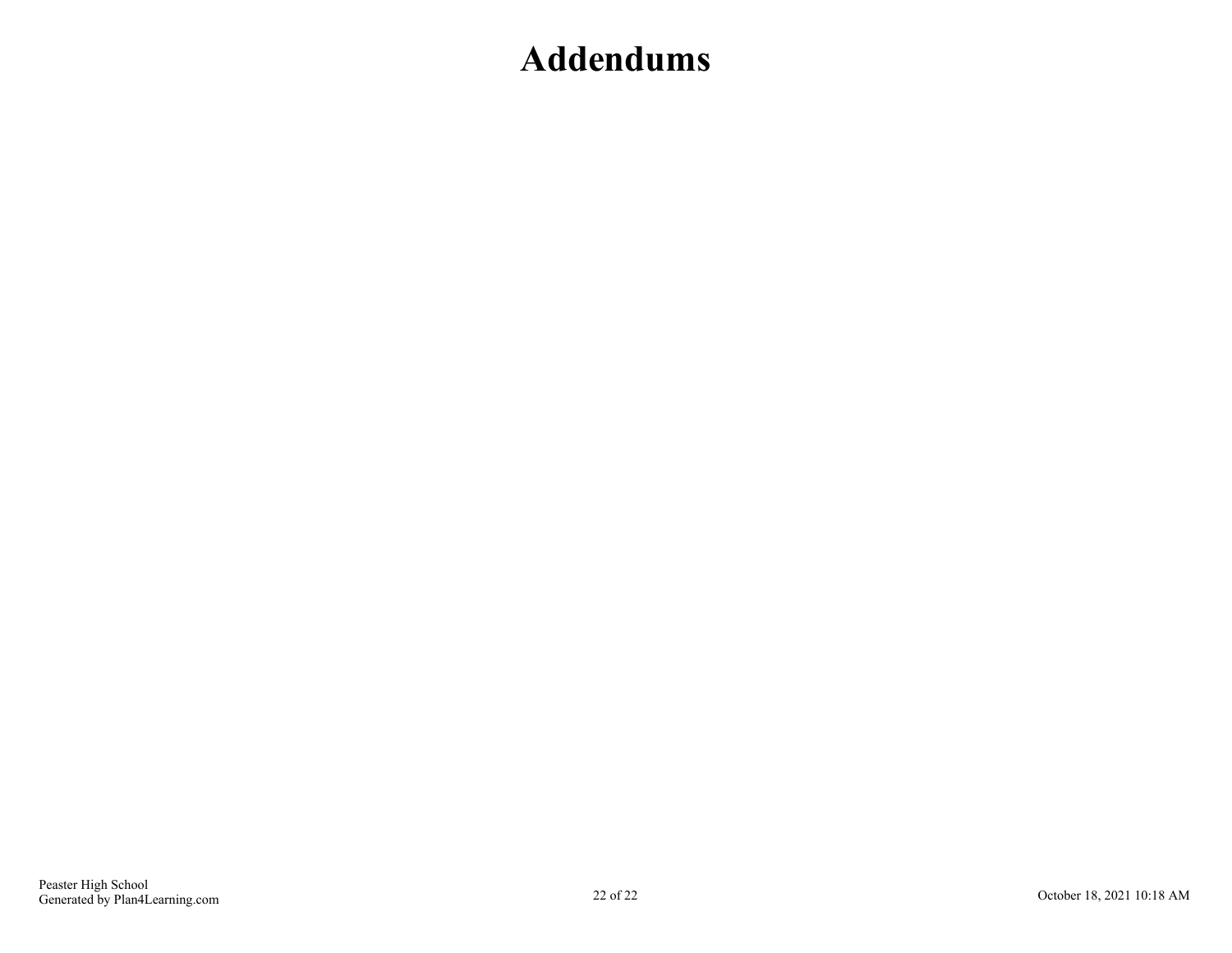# Addendums